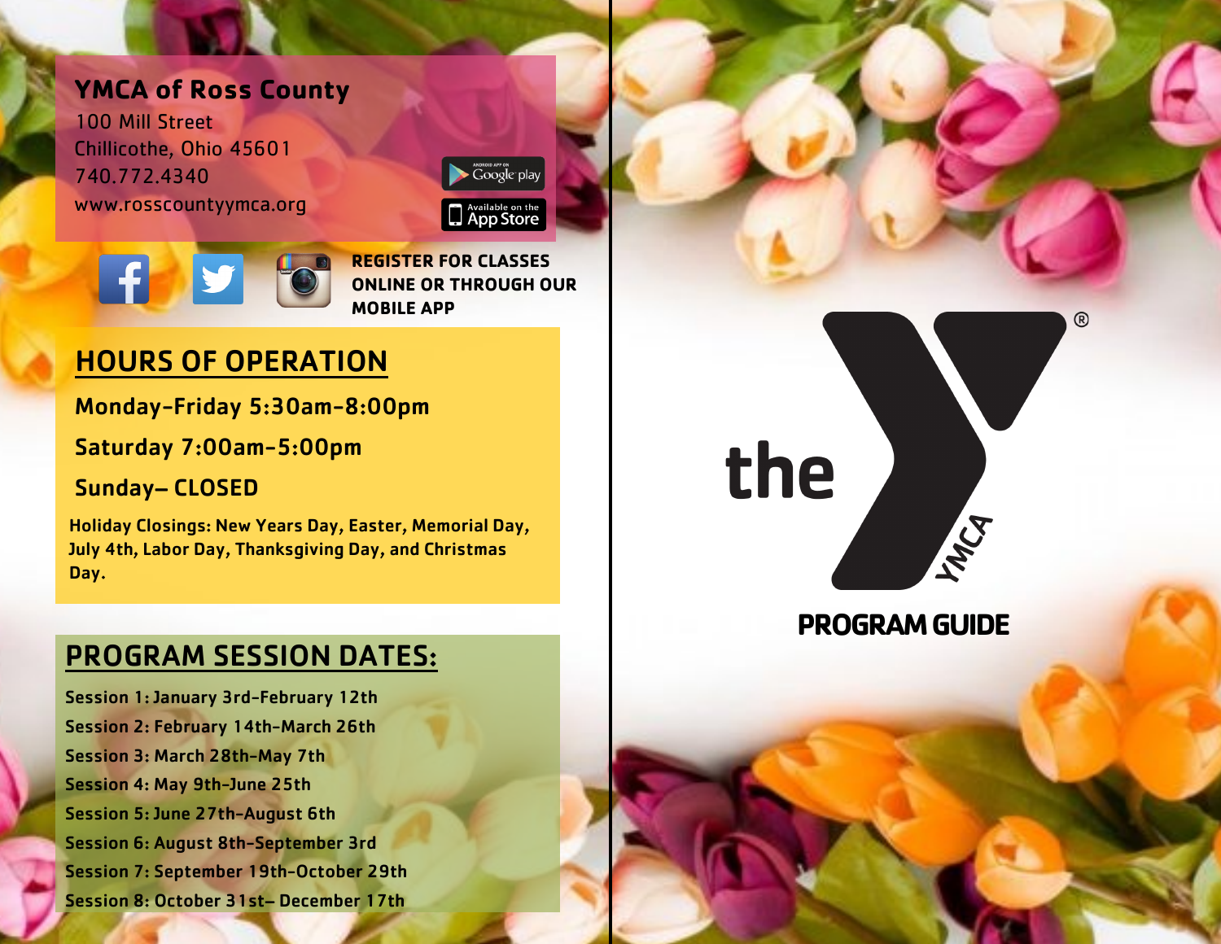## YMCA of Ross County

100 Mill Street
Chillicothe, Ohio 45601
740.772.4340
www.rosscountyymca.org

**REGISTER FOR CLASSES ONLINE OR THROUGH OUR MOBILE APP**

## HOURS OF OPERATION

**Monday-Friday 5:30am-8:00pm**

**Saturday 7:00am-5:00pm**

**Sunday– CLOSED**

**Holiday Closings: New Years Day, Easter, Memorial Day, July 4th, Labor Day, Thanksgiving Day, and Christmas Day.**

## PROGRAM SESSION DATES:

**Session 1: January 3rd-February 12th**
**Session 2: February 14th-March 26th**
**Session 3: March 28th-May 7th**
**Session 4: May 9th-June 25th**
**Session 5: June 27th-August 6th**
**Session 6: August 8th-September 3rd**
**Session 7: September 19th-October 29th**
**Session 8: October 31st– December 17th**

# the YMCA

# PROGRAM GUIDE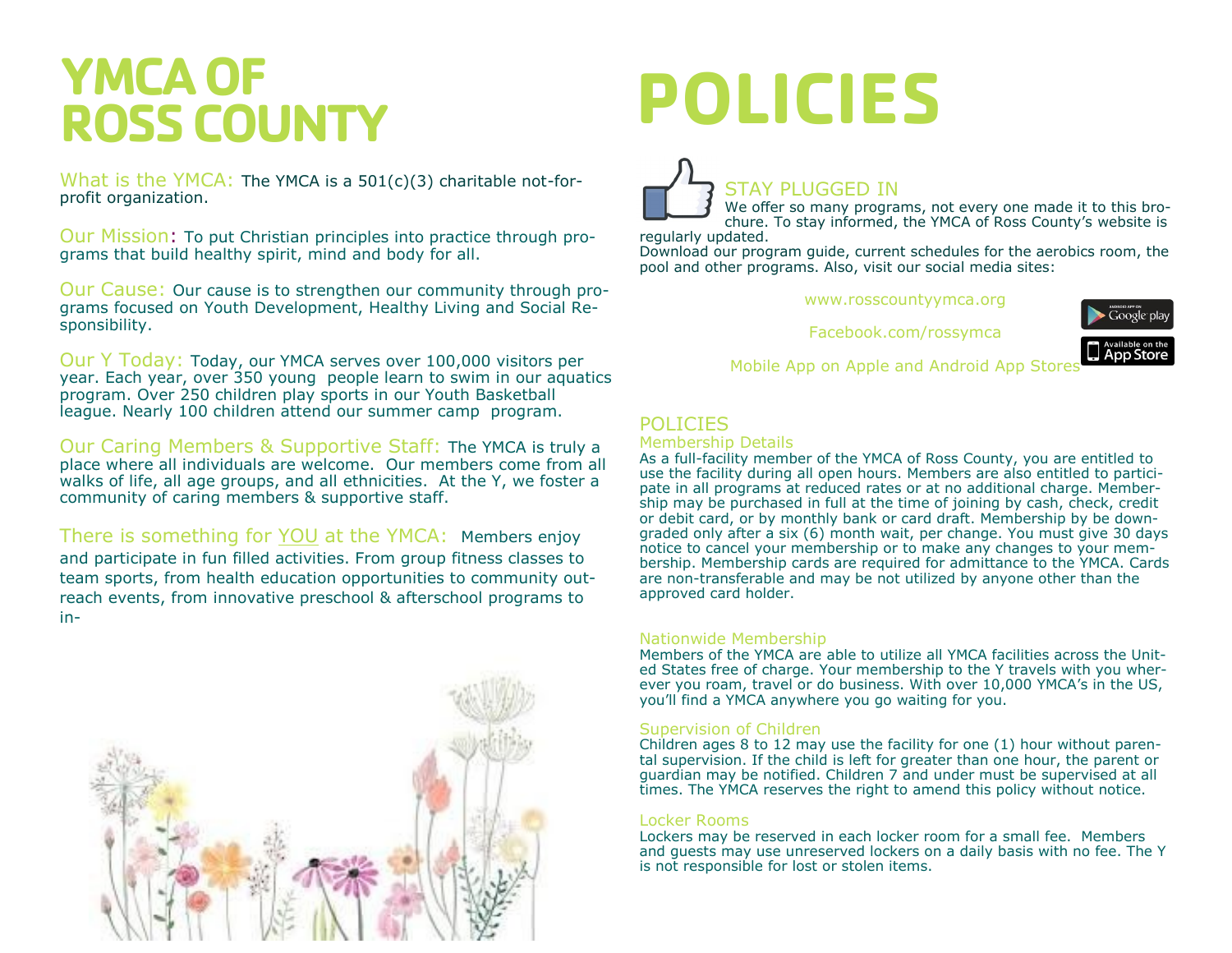# YMCA OF ROSS COUNTY

What is the YMCA: The YMCA is a 501(c)(3) charitable not-for-profit organization.

Our Mission: To put Christian principles into practice through programs that build healthy spirit, mind and body for all.

Our Cause: Our cause is to strengthen our community through programs focused on Youth Development, Healthy Living and Social Responsibility.

Our Y Today: Today, our YMCA serves over 100,000 visitors per year. Each year, over 350 young people learn to swim in our aquatics program. Over 250 children play sports in our Youth Basketball league. Nearly 100 children attend our summer camp program.

Our Caring Members & Supportive Staff: The YMCA is truly a place where all individuals are welcome. Our members come from all walks of life, all age groups, and all ethnicities. At the Y, we foster a community of caring members & supportive staff.

There is something for YOU at the YMCA: Members enjoy and participate in fun filled activities. From group fitness classes to team sports, from health education opportunities to community outreach events, from innovative preschool & afterschool programs to in-

# POLICIES

## STAY PLUGGED IN

We offer so many programs, not every one made it to this brochure. To stay informed, the YMCA of Ross County's website is regularly updated.
Download our program guide, current schedules for the aerobics room, the pool and other programs. Also, visit our social media sites:

www.rosscountyymca.org

Facebook.com/rossymca

Mobile App on Apple and Android App Stores

## POLICIES

### Membership Details

As a full-facility member of the YMCA of Ross County, you are entitled to use the facility during all open hours. Members are also entitled to participate in all programs at reduced rates or at no additional charge. Membership may be purchased in full at the time of joining by cash, check, credit or debit card, or by monthly bank or card draft. Membership by be downgraded only after a six (6) month wait, per change. You must give 30 days notice to cancel your membership or to make any changes to your membership. Membership cards are required for admittance to the YMCA. Cards are non-transferable and may be not utilized by anyone other than the approved card holder.

### Nationwide Membership

Members of the YMCA are able to utilize all YMCA facilities across the United States free of charge. Your membership to the Y travels with you wherever you roam, travel or do business. With over 10,000 YMCA's in the US, you'll find a YMCA anywhere you go waiting for you.

### Supervision of Children

Children ages 8 to 12 may use the facility for one (1) hour without parental supervision. If the child is left for greater than one hour, the parent or guardian may be notified. Children 7 and under must be supervised at all times. The YMCA reserves the right to amend this policy without notice.

### Locker Rooms

Lockers may be reserved in each locker room for a small fee. Members and guests may use unreserved lockers on a daily basis with no fee. The Y is not responsible for lost or stolen items.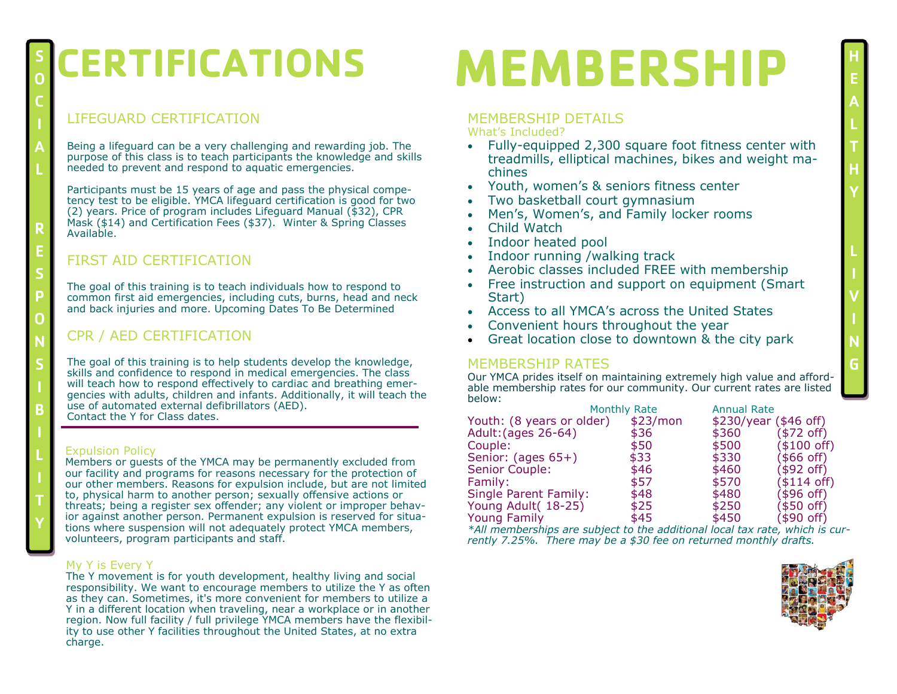# CERTIFICATIONS

## LIFEGUARD CERTIFICATION

Being a lifeguard can be a very challenging and rewarding job. The purpose of this class is to teach participants the knowledge and skills needed to prevent and respond to aquatic emergencies.

Participants must be 15 years of age and pass the physical competency test to be eligible. YMCA lifeguard certification is good for two (2) years. Price of program includes Lifeguard Manual ($32), CPR Mask ($14) and Certification Fees ($37). Winter & Spring Classes Available.

## FIRST AID CERTIFICATION

The goal of this training is to teach individuals how to respond to common first aid emergencies, including cuts, burns, head and neck and back injuries and more. Upcoming Dates To Be Determined

## CPR / AED CERTIFICATION

The goal of this training is to help students develop the knowledge, skills and confidence to respond in medical emergencies. The class will teach how to respond effectively to cardiac and breathing emergencies with adults, children and infants. Additionally, it will teach the use of automated external defibrillators (AED).
Contact the Y for Class dates.

### Expulsion Policy

Members or guests of the YMCA may be permanently excluded from our facility and programs for reasons necessary for the protection of our other members. Reasons for expulsion include, but are not limited to, physical harm to another person; sexually offensive actions or threats; being a register sex offender; any violent or improper behavior against another person. Permanent expulsion is reserved for situations where suspension will not adequately protect YMCA members, volunteers, program participants and staff.

### My Y is Every Y

The Y movement is for youth development, healthy living and social responsibility. We want to encourage members to utilize the Y as often as they can. Sometimes, it's more convenient for members to utilize a Y in a different location when traveling, near a workplace or in another region. Now full facility / full privilege YMCA members have the flexibility to use other Y facilities throughout the United States, at no extra charge.

SOCIAL RESPONSIBILITY

# MEMBERSHIP

## MEMBERSHIP DETAILS

What's Included?

- Fully-equipped 2,300 square foot fitness center with treadmills, elliptical machines, bikes and weight machines
- Youth, women's & seniors fitness center
- Two basketball court gymnasium
- Men's, Women's, and Family locker rooms
- Child Watch
- Indoor heated pool
- Indoor running /walking track
- Aerobic classes included FREE with membership
- Free instruction and support on equipment (Smart Start)
- Access to all YMCA's across the United States
- Convenient hours throughout the year
- Great location close to downtown & the city park

## MEMBERSHIP RATES

Our YMCA prides itself on maintaining extremely high value and affordable membership rates for our community. Our current rates are listed below:

| | Monthly Rate | Annual Rate | |
|---|---|---|---|
| Youth: (8 years or older) | $23/mon | $230/year | ($46 off) |
| Adult:(ages 26-64) | $36 | $360 | ($72 off) |
| Couple: | $50 | $500 | ($100 off) |
| Senior: (ages 65+) | $33 | $330 | ($66 off) |
| Senior Couple: | $46 | $460 | ($92 off) |
| Family: | $57 | $570 | ($114 off) |
| Single Parent Family: | $48 | $480 | ($96 off) |
| Young Adult( 18-25) | $25 | $250 | ($50 off) |
| Young Family | $45 | $450 | ($90 off) |

*All memberships are subject to the additional local tax rate, which is currently 7.25%. There may be a $30 fee on returned monthly drafts.*

HEALTHY LIVING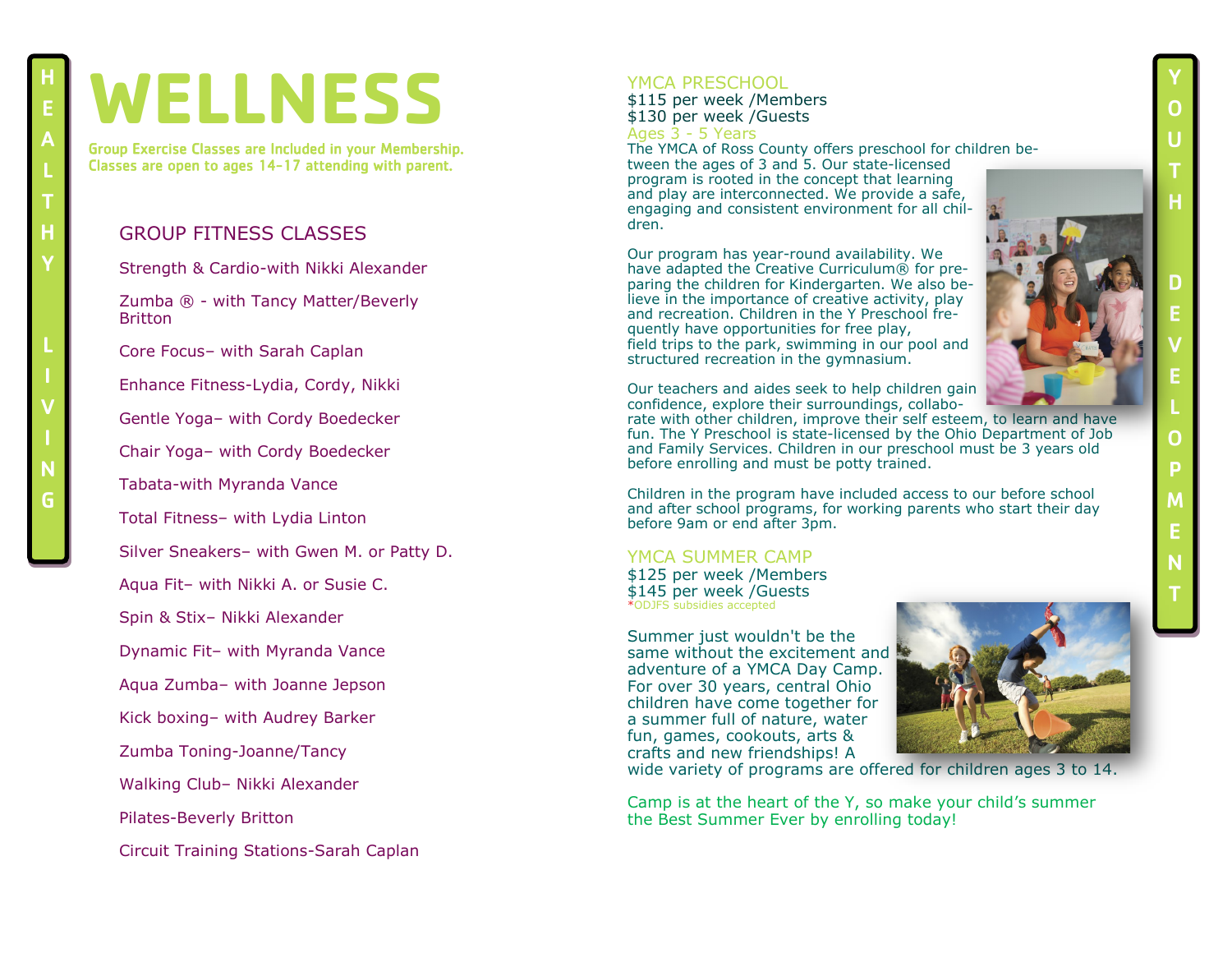HEALTHY LIVING

# WELLNESS

**Group Exercise Classes are Included in your Membership. Classes are open to ages 14-17 attending with parent.**

## GROUP FITNESS CLASSES

Strength & Cardio-with Nikki Alexander

Zumba ® - with Tancy Matter/Beverly Britton

Core Focus– with Sarah Caplan

Enhance Fitness-Lydia, Cordy, Nikki

Gentle Yoga– with Cordy Boedecker

Chair Yoga– with Cordy Boedecker

Tabata-with Myranda Vance

Total Fitness– with Lydia Linton

Silver Sneakers– with Gwen M. or Patty D.

Aqua Fit– with Nikki A. or Susie C.

Spin & Stix– Nikki Alexander

Dynamic Fit– with Myranda Vance

Aqua Zumba– with Joanne Jepson

Kick boxing– with Audrey Barker

Zumba Toning-Joanne/Tancy

Walking Club– Nikki Alexander

Pilates-Beverly Britton

Circuit Training Stations-Sarah Caplan

YOUTH DEVELOPMENT

## YMCA PRESCHOOL

$115 per week /Members
$130 per week /Guests

Ages 3 - 5 Years

The YMCA of Ross County offers preschool for children between the ages of 3 and 5. Our state-licensed program is rooted in the concept that learning and play are interconnected. We provide a safe, engaging and consistent environment for all children.

Our program has year-round availability. We have adapted the Creative Curriculum® for preparing the children for Kindergarten. We also believe in the importance of creative activity, play and recreation. Children in the Y Preschool frequently have opportunities for free play, field trips to the park, swimming in our pool and structured recreation in the gymnasium.

Our teachers and aides seek to help children gain confidence, explore their surroundings, collaborate with other children, improve their self esteem, to learn and have fun. The Y Preschool is state-licensed by the Ohio Department of Job and Family Services. Children in our preschool must be 3 years old before enrolling and must be potty trained.

Children in the program have included access to our before school and after school programs, for working parents who start their day before 9am or end after 3pm.

## YMCA SUMMER CAMP

$125 per week /Members
$145 per week /Guests

*ODJFS subsidies accepted

Summer just wouldn't be the same without the excitement and adventure of a YMCA Day Camp. For over 30 years, central Ohio children have come together for a summer full of nature, water fun, games, cookouts, arts & crafts and new friendships! A wide variety of programs are offered for children ages 3 to 14.

Camp is at the heart of the Y, so make your child's summer the Best Summer Ever by enrolling today!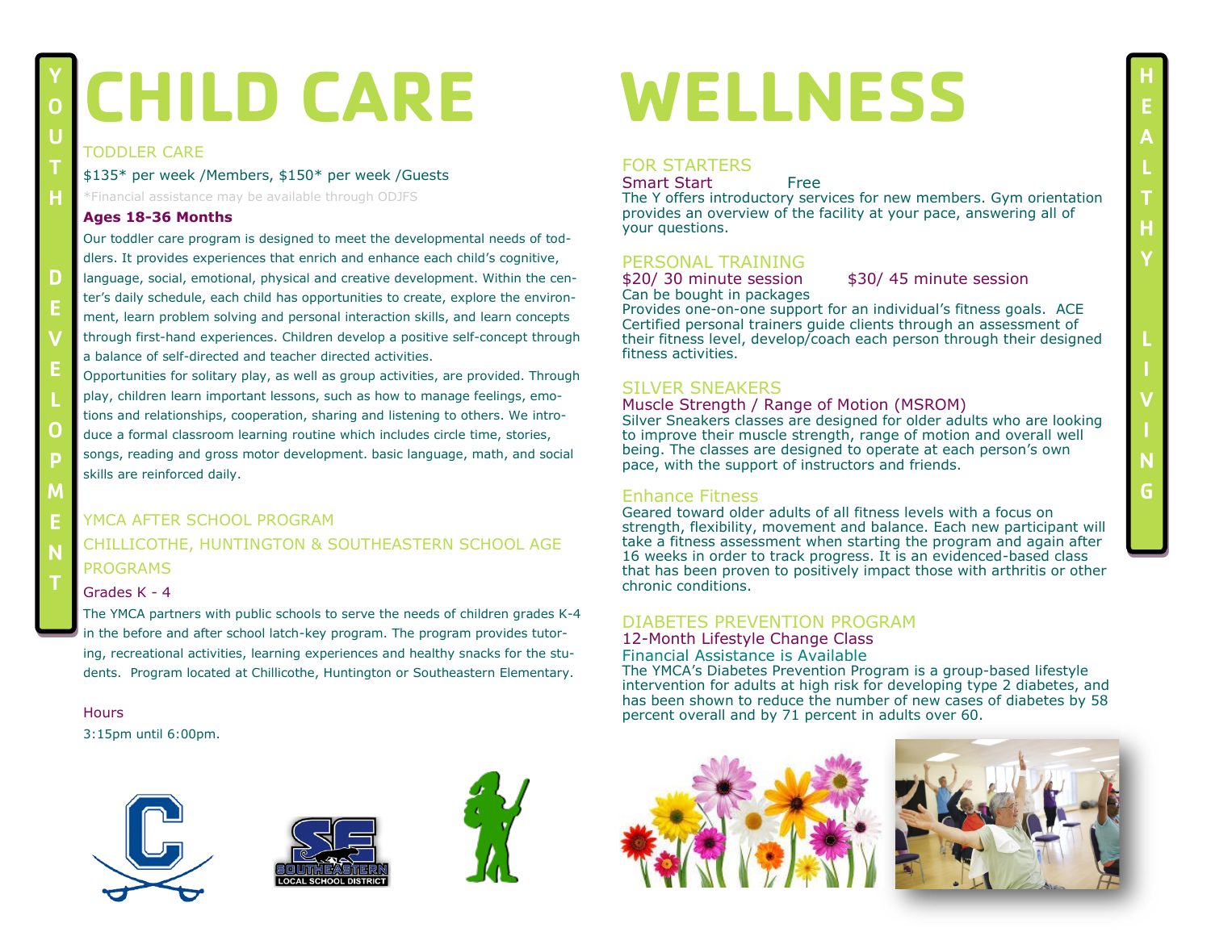# CHILD CARE

**YOUTH DEVELOPMENT**

## TODDLER CARE

$135* per week /Members, $150* per week /Guests

*Financial assistance may be available through ODJFS

**Ages 18-36 Months**

Our toddler care program is designed to meet the developmental needs of toddlers. It provides experiences that enrich and enhance each child's cognitive, language, social, emotional, physical and creative development. Within the center's daily schedule, each child has opportunities to create, explore the environment, learn problem solving and personal interaction skills, and learn concepts through first-hand experiences. Children develop a positive self-concept through a balance of self-directed and teacher directed activities.

Opportunities for solitary play, as well as group activities, are provided. Through play, children learn important lessons, such as how to manage feelings, emotions and relationships, cooperation, sharing and listening to others. We introduce a formal classroom learning routine which includes circle time, stories, songs, reading and gross motor development. basic language, math, and social skills are reinforced daily.

## YMCA AFTER SCHOOL PROGRAM

## CHILLICOTHE, HUNTINGTON & SOUTHEASTERN SCHOOL AGE PROGRAMS

Grades K - 4

The YMCA partners with public schools to serve the needs of children grades K-4 in the before and after school latch-key program. The program provides tutoring, recreational activities, learning experiences and healthy snacks for the students. Program located at Chillicothe, Huntington or Southeastern Elementary.

Hours

3:15pm until 6:00pm.

# WELLNESS

**HEALTHY LIVING**

## FOR STARTERS

Smart Start Free

The Y offers introductory services for new members. Gym orientation provides an overview of the facility at your pace, answering all of your questions.

## PERSONAL TRAINING

$20/ 30 minute session $30/ 45 minute session

Can be bought in packages

Provides one-on-one support for an individual's fitness goals. ACE Certified personal trainers guide clients through an assessment of their fitness level, develop/coach each person through their designed fitness activities.

## SILVER SNEAKERS

Muscle Strength / Range of Motion (MSROM)

Silver Sneakers classes are designed for older adults who are looking to improve their muscle strength, range of motion and overall well being. The classes are designed to operate at each person's own pace, with the support of instructors and friends.

## Enhance Fitness

Geared toward older adults of all fitness levels with a focus on strength, flexibility, movement and balance. Each new participant will take a fitness assessment when starting the program and again after 16 weeks in order to track progress. It is an evidenced-based class that has been proven to positively impact those with arthritis or other chronic conditions.

## DIABETES PREVENTION PROGRAM

12-Month Lifestyle Change Class

Financial Assistance is Available

The YMCA's Diabetes Prevention Program is a group-based lifestyle intervention for adults at high risk for developing type 2 diabetes, and has been shown to reduce the number of new cases of diabetes by 58 percent overall and by 71 percent in adults over 60.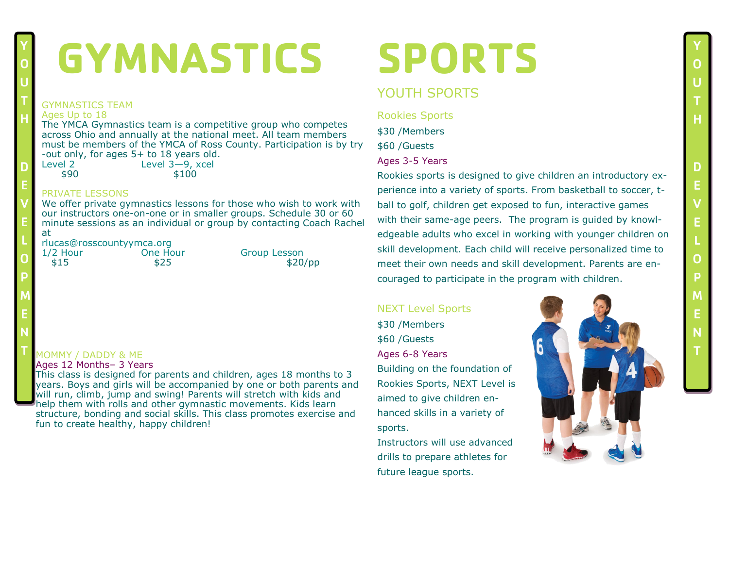# GYMNASTICS

## GYMNASTICS TEAM

Ages Up to 18

The YMCA Gymnastics team is a competitive group who competes across Ohio and annually at the national meet. All team members must be members of the YMCA of Ross County. Participation is by try-out only, for ages 5+ to 18 years old.

| Level 2 | Level 3—9, xcel |
|---|---|
| $90 | $100 |

## PRIVATE LESSONS

We offer private gymnastics lessons for those who wish to work with our instructors one-on-one or in smaller groups. Schedule 30 or 60 minute sessions as an individual or group by contacting Coach Rachel at rlucas@rosscountyymca.org

| 1/2 Hour | One Hour | Group Lesson |
|---|---|---|
| $15 | $25 | $20/pp |

## MOMMY / DADDY & ME

Ages 12 Months– 3 Years

This class is designed for parents and children, ages 18 months to 3 years. Boys and girls will be accompanied by one or both parents and will run, climb, jump and swing! Parents will stretch with kids and help them with rolls and other gymnastic movements. Kids learn structure, bonding and social skills. This class promotes exercise and fun to create healthy, happy children!

# SPORTS

## YOUTH SPORTS

### Rookies Sports

$30 /Members

$60 /Guests

Ages 3-5 Years

Rookies sports is designed to give children an introductory experience into a variety of sports. From basketball to soccer, t-ball to golf, children get exposed to fun, interactive games with their same-age peers. The program is guided by knowledgeable adults who excel in working with younger children on skill development. Each child will receive personalized time to meet their own needs and skill development. Parents are encouraged to participate in the program with children.

### NEXT Level Sports

$30 /Members

$60 /Guests

Ages 6-8 Years

Building on the foundation of Rookies Sports, NEXT Level is aimed to give children enhanced skills in a variety of sports.

Instructors will use advanced drills to prepare athletes for future league sports.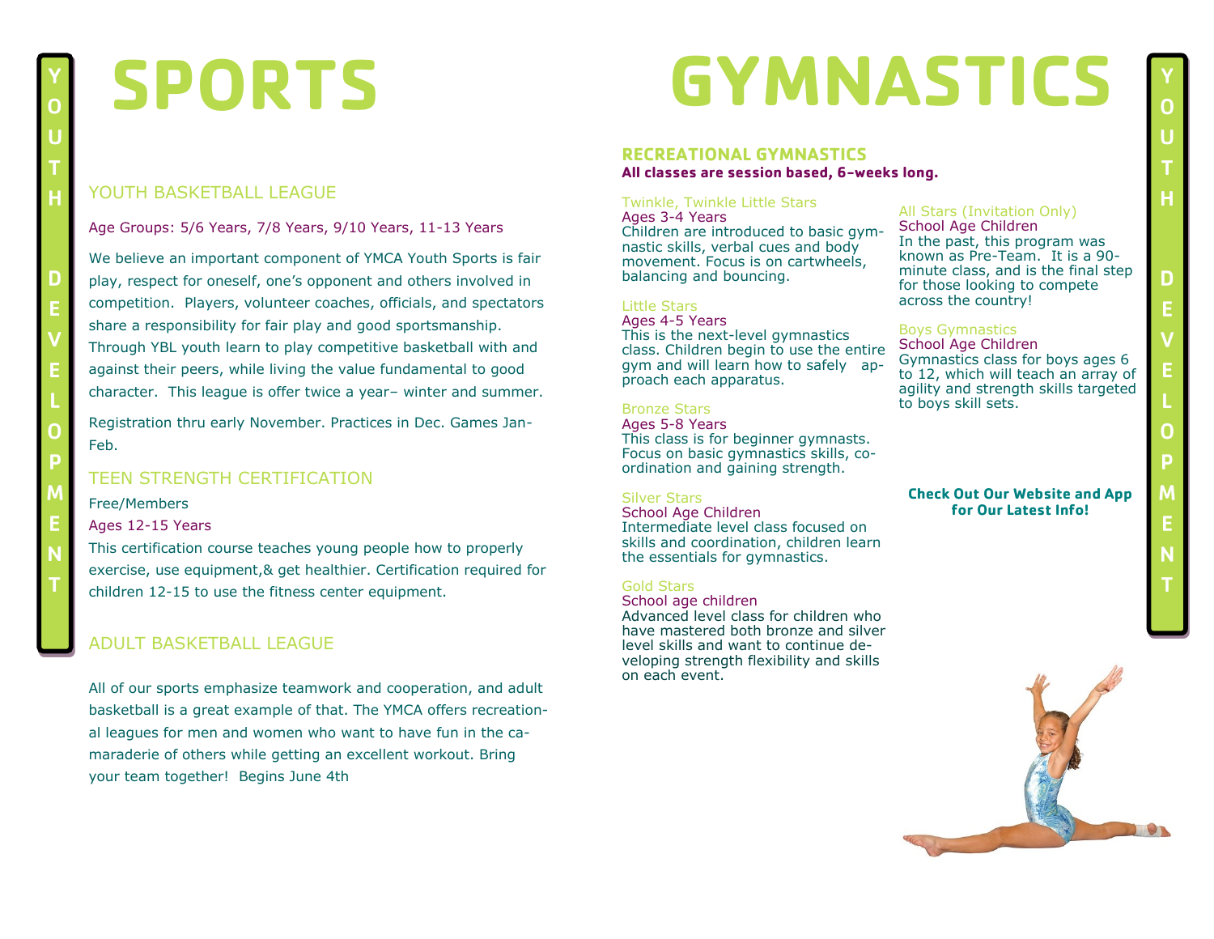# SPORTS

## YOUTH BASKETBALL LEAGUE

Age Groups: 5/6 Years, 7/8 Years, 9/10 Years, 11-13 Years

We believe an important component of YMCA Youth Sports is fair play, respect for oneself, one's opponent and others involved in competition. Players, volunteer coaches, officials, and spectators share a responsibility for fair play and good sportsmanship. Through YBL youth learn to play competitive basketball with and against their peers, while living the value fundamental to good character. This league is offer twice a year– winter and summer.

Registration thru early November. Practices in Dec. Games Jan-Feb.

## TEEN STRENGTH CERTIFICATION

Free/Members

Ages 12-15 Years

This certification course teaches young people how to properly exercise, use equipment,& get healthier. Certification required for children 12-15 to use the fitness center equipment.

## ADULT BASKETBALL LEAGUE

All of our sports emphasize teamwork and cooperation, and adult basketball is a great example of that. The YMCA offers recreational leagues for men and women who want to have fun in the camaraderie of others while getting an excellent workout. Bring your team together! Begins June 4th

# GYMNASTICS

## RECREATIONAL GYMNASTICS

**All classes are session based, 6-weeks long.**

### Twinkle, Twinkle Little Stars

Ages 3-4 Years

Children are introduced to basic gymnastic skills, verbal cues and body movement. Focus is on cartwheels, balancing and bouncing.

### Little Stars

Ages 4-5 Years

This is the next-level gymnastics class. Children begin to use the entire gym and will learn how to safely approach each apparatus.

### Bronze Stars

Ages 5-8 Years

This class is for beginner gymnasts. Focus on basic gymnastics skills, coordination and gaining strength.

### Silver Stars

School Age Children

Intermediate level class focused on skills and coordination, children learn the essentials for gymnastics.

### Gold Stars

School age children

Advanced level class for children who have mastered both bronze and silver level skills and want to continue developing strength flexibility and skills on each event.

### All Stars (Invitation Only)

School Age Children

In the past, this program was known as Pre-Team. It is a 90-minute class, and is the final step for those looking to compete across the country!

### Boys Gymnastics

School Age Children

Gymnastics class for boys ages 6 to 12, which will teach an array of agility and strength skills targeted to boys skill sets.

**Check Out Our Website and App for Our Latest Info!**

YOUTH DEVELOPMENT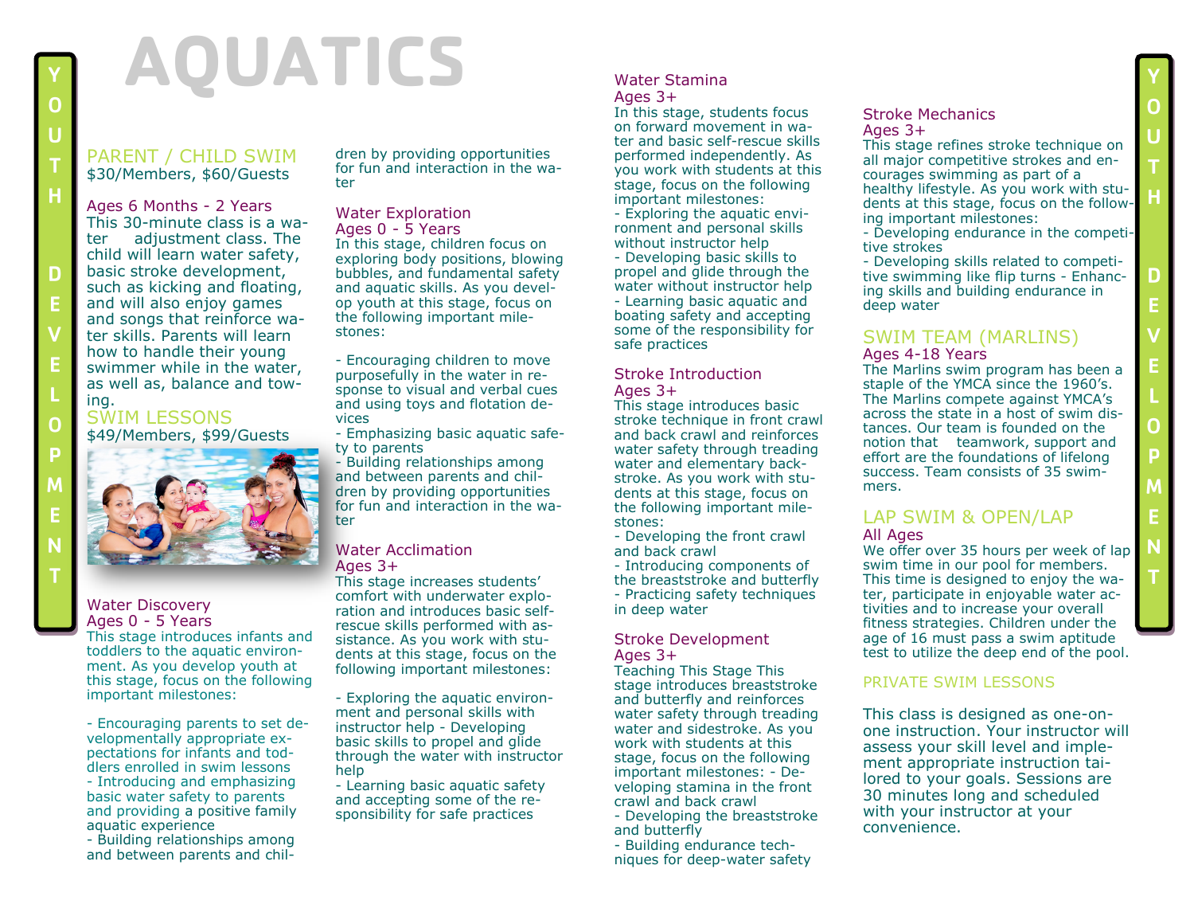# AQUATICS

YOUTH DEVELOPMENT

## PARENT / CHILD SWIM

$30/Members, $60/Guests

Ages 6 Months - 2 Years

This 30-minute class is a water adjustment class. The child will learn water safety, basic stroke development, such as kicking and floating, and will also enjoy games and songs that reinforce water skills. Parents will learn how to handle their young swimmer while in the water, as well as, balance and towing.

## SWIM LESSONS

$49/Members, $99/Guests

### Water Discovery

Ages 0 - 5 Years

This stage introduces infants and toddlers to the aquatic environment. As you develop youth at this stage, focus on the following important milestones:

- Encouraging parents to set developmentally appropriate expectations for infants and toddlers enrolled in swim lessons
- Introducing and emphasizing basic water safety to parents and providing a positive family aquatic experience
- Building relationships among and between parents and children by providing opportunities for fun and interaction in the water

### Water Exploration

Ages 0 - 5 Years

In this stage, children focus on exploring body positions, blowing bubbles, and fundamental safety and aquatic skills. As you develop youth at this stage, focus on the following important milestones:

- Encouraging children to move purposefully in the water in response to visual and verbal cues and using toys and flotation devices
- Emphasizing basic aquatic safety to parents
- Building relationships among and between parents and children by providing opportunities for fun and interaction in the water

### Water Acclimation

Ages 3+

This stage increases students' comfort with underwater exploration and introduces basic self-rescue skills performed with assistance. As you work with students at this stage, focus on the following important milestones:

- Exploring the aquatic environment and personal skills with instructor help - Developing basic skills to propel and glide through the water with instructor help
- Learning basic aquatic safety and accepting some of the responsibility for safe practices

### Water Stamina

Ages 3+

In this stage, students focus on forward movement in water and basic self-rescue skills performed independently. As you work with students at this stage, focus on the following important milestones:

- Exploring the aquatic environment and personal skills without instructor help
- Developing basic skills to propel and glide through the water without instructor help
- Learning basic aquatic and boating safety and accepting some of the responsibility for safe practices

### Stroke Introduction

Ages 3+

This stage introduces basic stroke technique in front crawl and back crawl and reinforces water safety through treading water and elementary backstroke. As you work with students at this stage, focus on the following important milestones:

- Developing the front crawl and back crawl
- Introducing components of the breaststroke and butterfly
- Practicing safety techniques in deep water

### Stroke Development

Ages 3+

Teaching This Stage This stage introduces breaststroke and butterfly and reinforces water safety through treading water and sidestroke. As you work with students at this stage, focus on the following important milestones: - Developing stamina in the front crawl and back crawl
- Developing the breaststroke and butterfly
- Building endurance techniques for deep-water safety

### Stroke Mechanics

Ages 3+

This stage refines stroke technique on all major competitive strokes and encourages swimming as part of a healthy lifestyle. As you work with students at this stage, focus on the following important milestones:

- Developing endurance in the competitive strokes
- Developing skills related to competitive swimming like flip turns - Enhancing skills and building endurance in deep water

## SWIM TEAM (MARLINS)

Ages 4-18 Years

The Marlins swim program has been a staple of the YMCA since the 1960's. The Marlins compete against YMCA's across the state in a host of swim distances. Our team is founded on the notion that teamwork, support and effort are the foundations of lifelong success. Team consists of 35 swimmers.

## LAP SWIM & OPEN/LAP

All Ages

We offer over 35 hours per week of lap swim time in our pool for members. This time is designed to enjoy the water, participate in enjoyable water activities and to increase your overall fitness strategies. Children under the age of 16 must pass a swim aptitude test to utilize the deep end of the pool.

## PRIVATE SWIM LESSONS

This class is designed as one-on-one instruction. Your instructor will assess your skill level and implement appropriate instruction tailored to your goals. Sessions are 30 minutes long and scheduled with your instructor at your convenience.